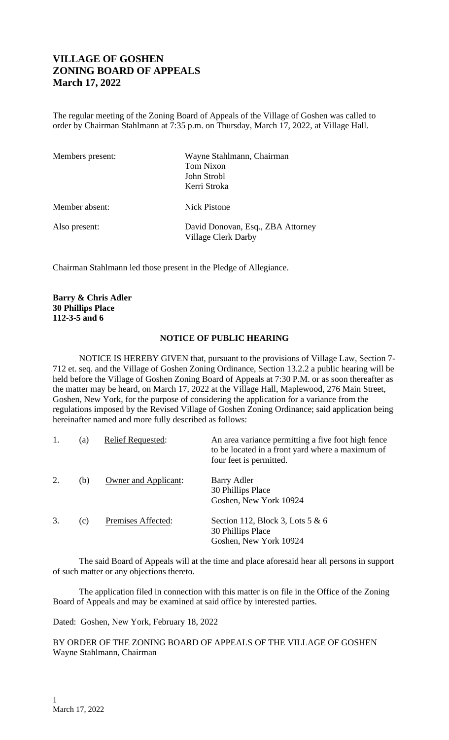# VILLAGE OF GOSHEN
# ZONING BOARD OF APPEALS
# March 17, 2022

The regular meeting of the Zoning Board of Appeals of the Village of Goshen was called to order by Chairman Stahlmann at 7:35 p.m. on Thursday, March 17, 2022, at Village Hall.

| | |
|---|---|
| Members present: | Wayne Stahlmann, Chairman<br>Tom Nixon<br>John Strobl<br>Kerri Stroka |
| Member absent: | Nick Pistone |
| Also present: | David Donovan, Esq., ZBA Attorney<br>Village Clerk Darby |

Chairman Stahlmann led those present in the Pledge of Allegiance.

**Barry & Chris Adler**
**30 Phillips Place**
**112-3-5 and 6**

**NOTICE OF PUBLIC HEARING**

NOTICE IS HEREBY GIVEN that, pursuant to the provisions of Village Law, Section 7-712 et. seq. and the Village of Goshen Zoning Ordinance, Section 13.2.2 a public hearing will be held before the Village of Goshen Zoning Board of Appeals at 7:30 P.M. or as soon thereafter as the matter may be heard, on March 17, 2022 at the Village Hall, Maplewood, 276 Main Street, Goshen, New York, for the purpose of considering the application for a variance from the regulations imposed by the Revised Village of Goshen Zoning Ordinance; said application being hereinafter named and more fully described as follows:

| | | | |
|---|---|---|---|
| 1. | (a) | Relief Requested: | An area variance permitting a five foot high fence to be located in a front yard where a maximum of four feet is permitted. |
| 2. | (b) | Owner and Applicant: | Barry Adler<br>30 Phillips Place<br>Goshen, New York 10924 |
| 3. | (c) | Premises Affected: | Section 112, Block 3, Lots 5 & 6<br>30 Phillips Place<br>Goshen, New York 10924 |

The said Board of Appeals will at the time and place aforesaid hear all persons in support of such matter or any objections thereto.

The application filed in connection with this matter is on file in the Office of the Zoning Board of Appeals and may be examined at said office by interested parties.

Dated: Goshen, New York, February 18, 2022

BY ORDER OF THE ZONING BOARD OF APPEALS OF THE VILLAGE OF GOSHEN
Wayne Stahlmann, Chairman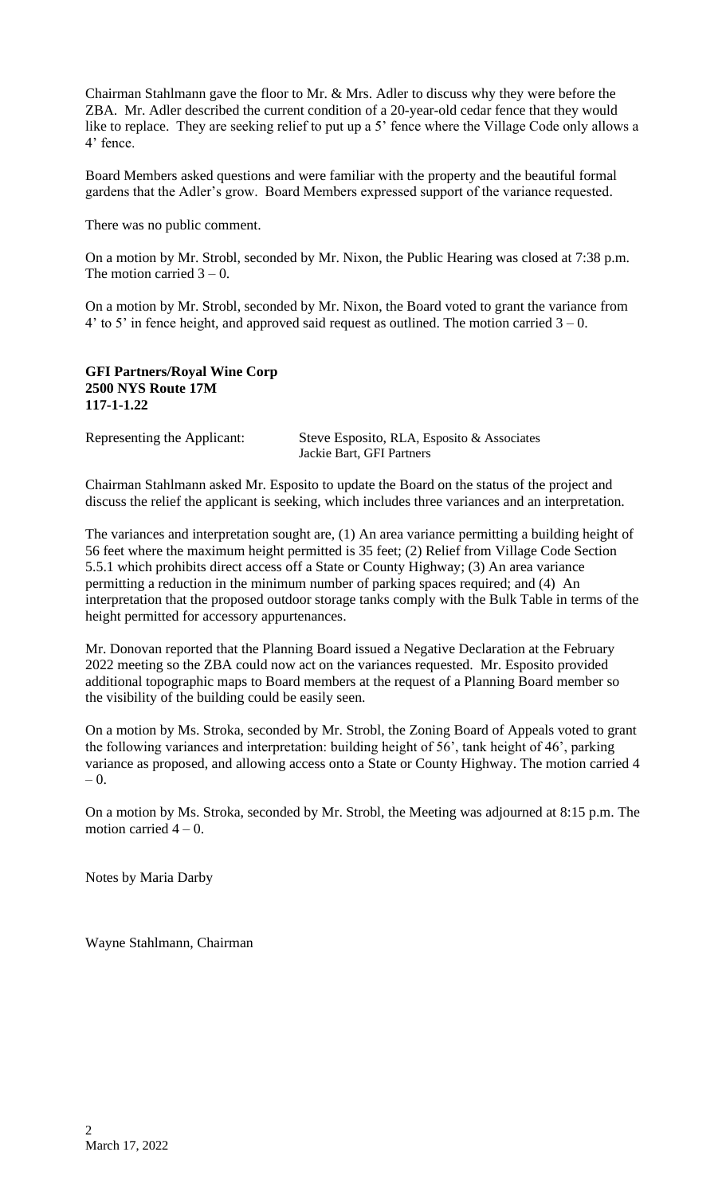Chairman Stahlmann gave the floor to Mr. & Mrs. Adler to discuss why they were before the ZBA. Mr. Adler described the current condition of a 20-year-old cedar fence that they would like to replace. They are seeking relief to put up a 5' fence where the Village Code only allows a 4' fence.

Board Members asked questions and were familiar with the property and the beautiful formal gardens that the Adler's grow. Board Members expressed support of the variance requested.

There was no public comment.

On a motion by Mr. Strobl, seconded by Mr. Nixon, the Public Hearing was closed at 7:38 p.m. The motion carried 3 – 0.

On a motion by Mr. Strobl, seconded by Mr. Nixon, the Board voted to grant the variance from 4' to 5' in fence height, and approved said request as outlined. The motion carried 3 – 0.

**GFI Partners/Royal Wine Corp**
**2500 NYS Route 17M**
**117-1-1.22**

Representing the Applicant: Steve Esposito, RLA, Esposito & Associates
Jackie Bart, GFI Partners

Chairman Stahlmann asked Mr. Esposito to update the Board on the status of the project and discuss the relief the applicant is seeking, which includes three variances and an interpretation.

The variances and interpretation sought are, (1) An area variance permitting a building height of 56 feet where the maximum height permitted is 35 feet; (2) Relief from Village Code Section 5.5.1 which prohibits direct access off a State or County Highway; (3) An area variance permitting a reduction in the minimum number of parking spaces required; and (4) An interpretation that the proposed outdoor storage tanks comply with the Bulk Table in terms of the height permitted for accessory appurtenances.

Mr. Donovan reported that the Planning Board issued a Negative Declaration at the February 2022 meeting so the ZBA could now act on the variances requested. Mr. Esposito provided additional topographic maps to Board members at the request of a Planning Board member so the visibility of the building could be easily seen.

On a motion by Ms. Stroka, seconded by Mr. Strobl, the Zoning Board of Appeals voted to grant the following variances and interpretation: building height of 56', tank height of 46', parking variance as proposed, and allowing access onto a State or County Highway. The motion carried 4 – 0.

On a motion by Ms. Stroka, seconded by Mr. Strobl, the Meeting was adjourned at 8:15 p.m. The motion carried 4 – 0.

Notes by Maria Darby

Wayne Stahlmann, Chairman